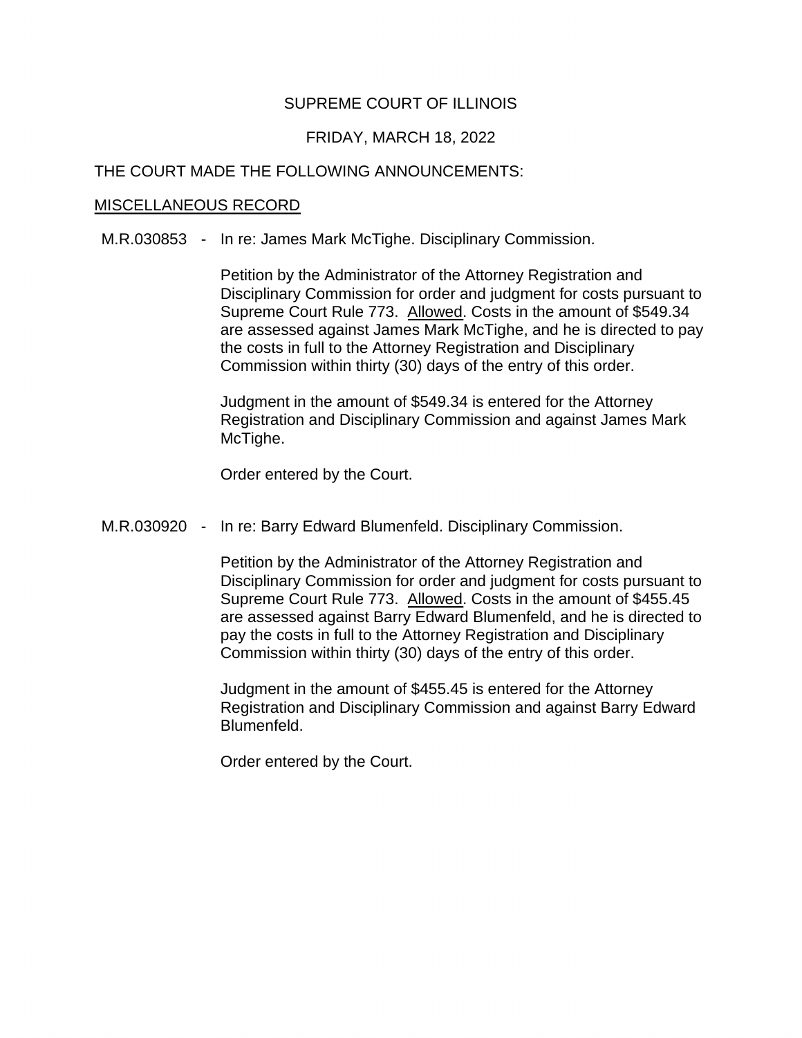SUPREME COURT OF ILLINOIS

FRIDAY, MARCH 18, 2022

THE COURT MADE THE FOLLOWING ANNOUNCEMENTS:

MISCELLANEOUS RECORD

M.R.030853 - In re: James Mark McTighe. Disciplinary Commission.

Petition by the Administrator of the Attorney Registration and Disciplinary Commission for order and judgment for costs pursuant to Supreme Court Rule 773. Allowed. Costs in the amount of $549.34 are assessed against James Mark McTighe, and he is directed to pay the costs in full to the Attorney Registration and Disciplinary Commission within thirty (30) days of the entry of this order.

Judgment in the amount of $549.34 is entered for the Attorney Registration and Disciplinary Commission and against James Mark McTighe.

Order entered by the Court.

M.R.030920 - In re: Barry Edward Blumenfeld. Disciplinary Commission.

Petition by the Administrator of the Attorney Registration and Disciplinary Commission for order and judgment for costs pursuant to Supreme Court Rule 773. Allowed. Costs in the amount of $455.45 are assessed against Barry Edward Blumenfeld, and he is directed to pay the costs in full to the Attorney Registration and Disciplinary Commission within thirty (30) days of the entry of this order.

Judgment in the amount of $455.45 is entered for the Attorney Registration and Disciplinary Commission and against Barry Edward Blumenfeld.

Order entered by the Court.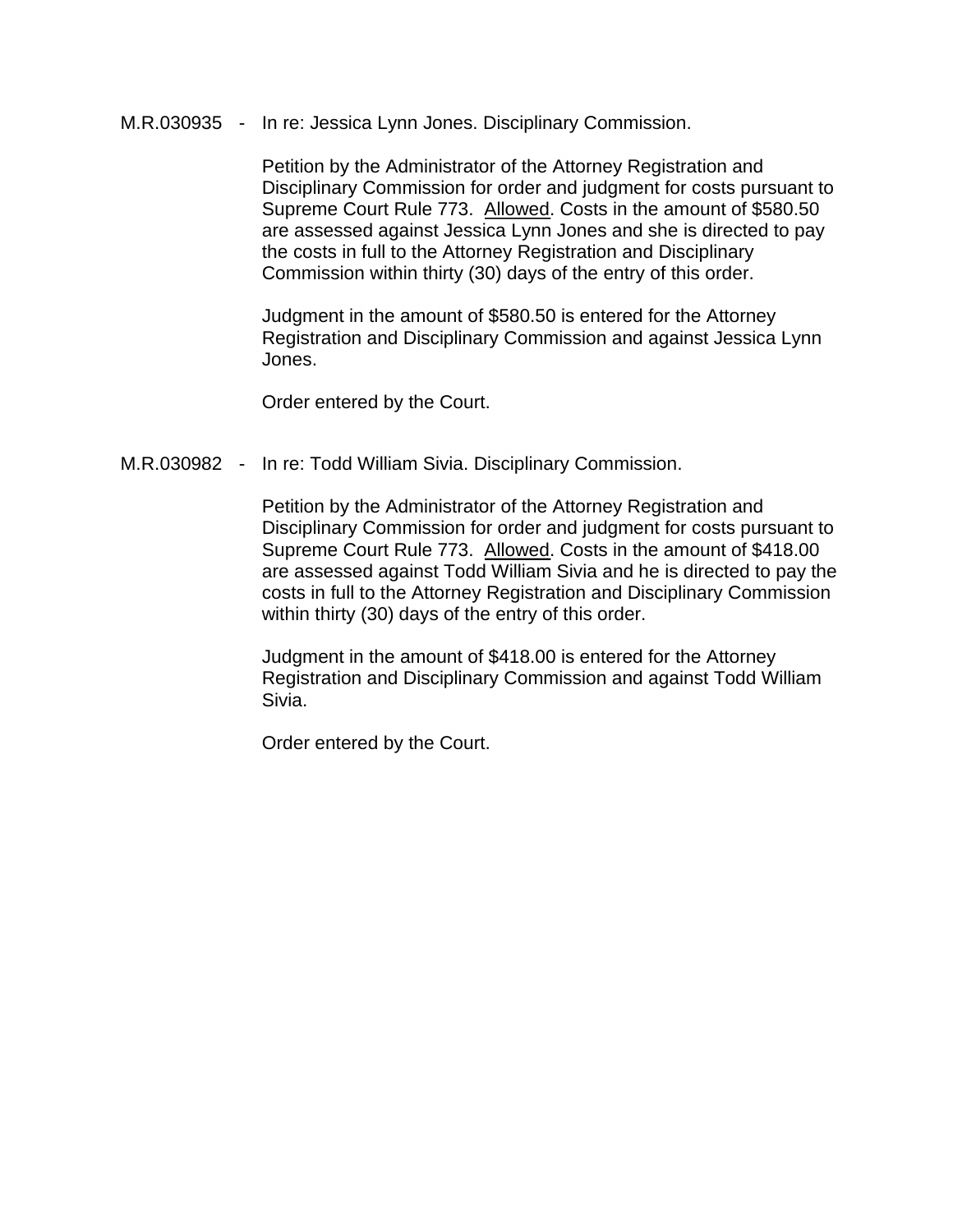M.R.030935 - In re: Jessica Lynn Jones. Disciplinary Commission.

Petition by the Administrator of the Attorney Registration and Disciplinary Commission for order and judgment for costs pursuant to Supreme Court Rule 773. Allowed. Costs in the amount of $580.50 are assessed against Jessica Lynn Jones and she is directed to pay the costs in full to the Attorney Registration and Disciplinary Commission within thirty (30) days of the entry of this order.

Judgment in the amount of $580.50 is entered for the Attorney Registration and Disciplinary Commission and against Jessica Lynn Jones.

Order entered by the Court.

M.R.030982 - In re: Todd William Sivia. Disciplinary Commission.

Petition by the Administrator of the Attorney Registration and Disciplinary Commission for order and judgment for costs pursuant to Supreme Court Rule 773. Allowed. Costs in the amount of $418.00 are assessed against Todd William Sivia and he is directed to pay the costs in full to the Attorney Registration and Disciplinary Commission within thirty (30) days of the entry of this order.

Judgment in the amount of $418.00 is entered for the Attorney Registration and Disciplinary Commission and against Todd William Sivia.

Order entered by the Court.